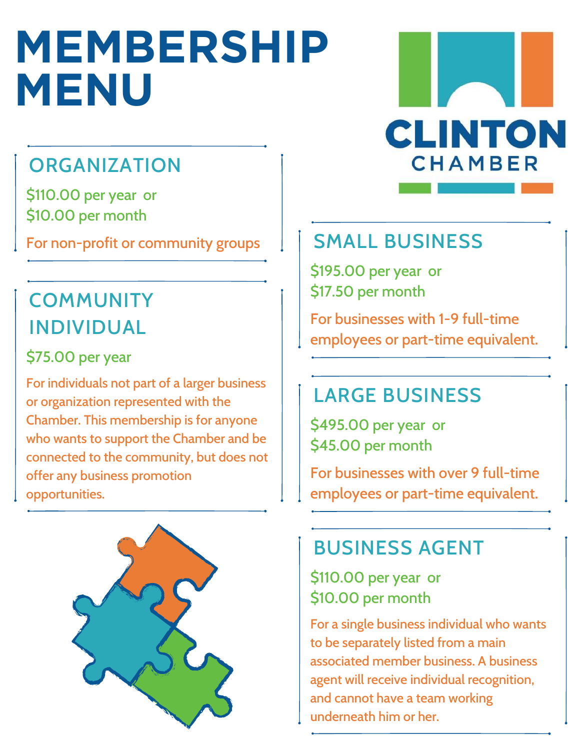# MEMBERSHIP MENU

CLINTON CHAMBER

## ORGANIZATION

$110.00 per year or
$10.00 per month

For non-profit or community groups

## COMMUNITY INDIVIDUAL

$75.00 per year

For individuals not part of a larger business or organization represented with the Chamber. This membership is for anyone who wants to support the Chamber and be connected to the community, but does not offer any business promotion opportunities.

## SMALL BUSINESS

$195.00 per year or
$17.50 per month

For businesses with 1-9 full-time employees or part-time equivalent.

## LARGE BUSINESS

$495.00 per year or
$45.00 per month

For businesses with over 9 full-time employees or part-time equivalent.

## BUSINESS AGENT

$110.00 per year or
$10.00 per month

For a single business individual who wants to be separately listed from a main associated member business. A business agent will receive individual recognition, and cannot have a team working underneath him or her.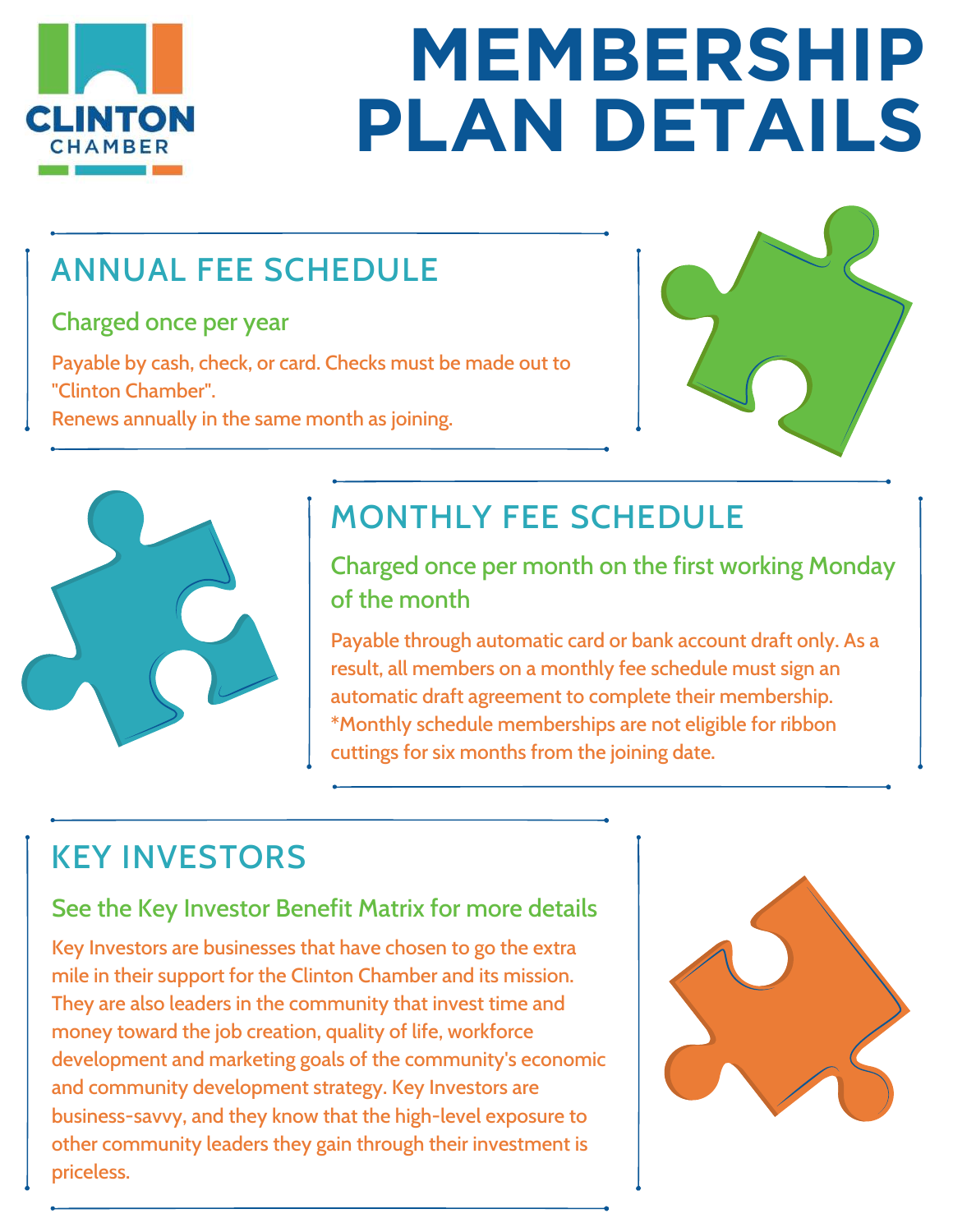# MEMBERSHIP PLAN DETAILS

## ANNUAL FEE SCHEDULE

### Charged once per year

Payable by cash, check, or card. Checks must be made out to "Clinton Chamber".
Renews annually in the same month as joining.

## MONTHLY FEE SCHEDULE

### Charged once per month on the first working Monday of the month

Payable through automatic card or bank account draft only. As a result, all members on a monthly fee schedule must sign an automatic draft agreement to complete their membership.
*Monthly schedule memberships are not eligible for ribbon cuttings for six months from the joining date.

## KEY INVESTORS

### See the Key Investor Benefit Matrix for more details

Key Investors are businesses that have chosen to go the extra mile in their support for the Clinton Chamber and its mission. They are also leaders in the community that invest time and money toward the job creation, quality of life, workforce development and marketing goals of the community's economic and community development strategy. Key Investors are business-savvy, and they know that the high-level exposure to other community leaders they gain through their investment is priceless.